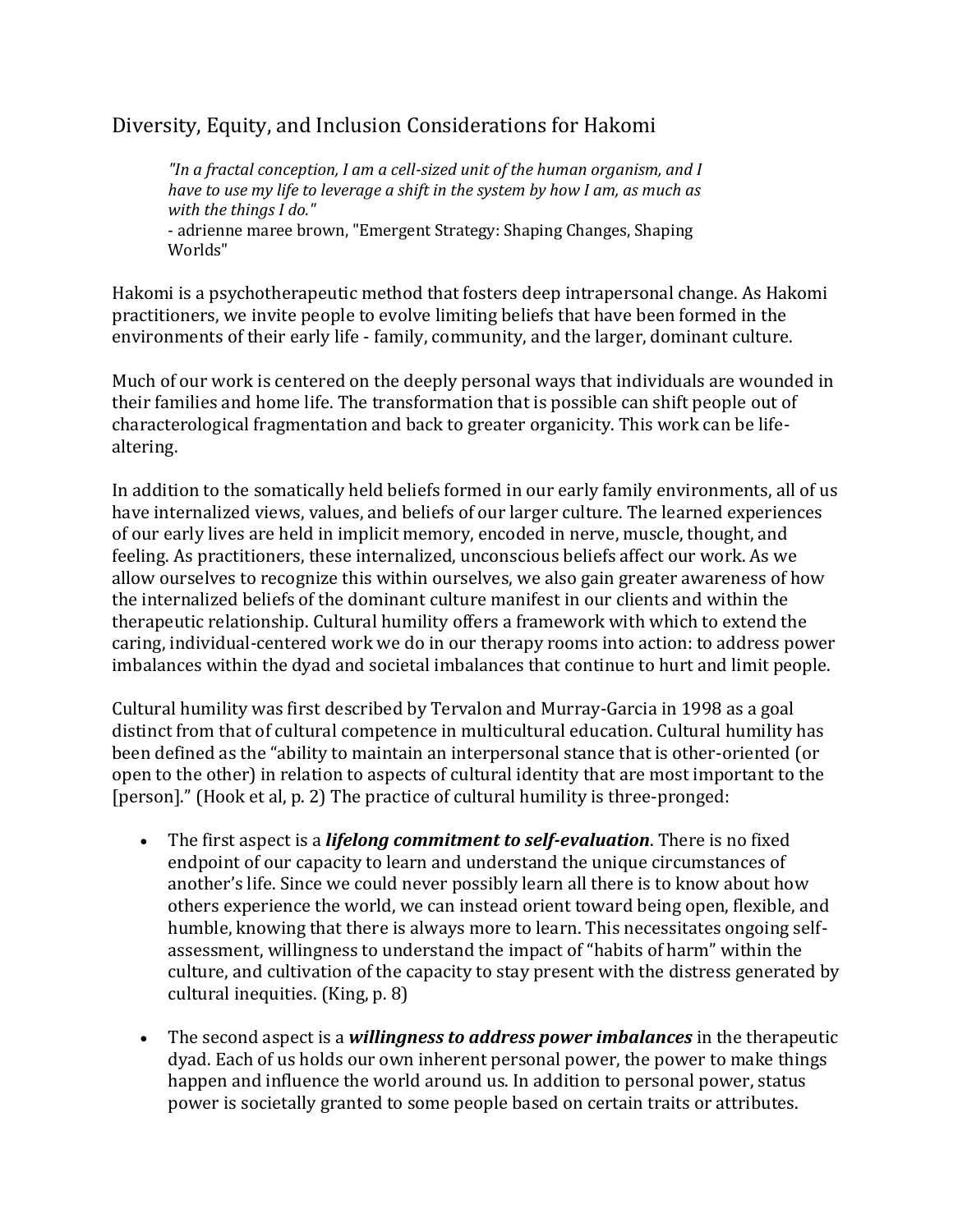# Diversity, Equity, and Inclusion Considerations for Hakomi

> *"In a fractal conception, I am a cell-sized unit of the human organism, and I have to use my life to leverage a shift in the system by how I am, as much as with the things I do."*
> - adrienne maree brown, "Emergent Strategy: Shaping Changes, Shaping Worlds"

Hakomi is a psychotherapeutic method that fosters deep intrapersonal change. As Hakomi practitioners, we invite people to evolve limiting beliefs that have been formed in the environments of their early life - family, community, and the larger, dominant culture.

Much of our work is centered on the deeply personal ways that individuals are wounded in their families and home life. The transformation that is possible can shift people out of characterological fragmentation and back to greater organicity. This work can be life-altering.

In addition to the somatically held beliefs formed in our early family environments, all of us have internalized views, values, and beliefs of our larger culture. The learned experiences of our early lives are held in implicit memory, encoded in nerve, muscle, thought, and feeling. As practitioners, these internalized, unconscious beliefs affect our work. As we allow ourselves to recognize this within ourselves, we also gain greater awareness of how the internalized beliefs of the dominant culture manifest in our clients and within the therapeutic relationship. Cultural humility offers a framework with which to extend the caring, individual-centered work we do in our therapy rooms into action: to address power imbalances within the dyad and societal imbalances that continue to hurt and limit people.

Cultural humility was first described by Tervalon and Murray-Garcia in 1998 as a goal distinct from that of cultural competence in multicultural education. Cultural humility has been defined as the "ability to maintain an interpersonal stance that is other-oriented (or open to the other) in relation to aspects of cultural identity that are most important to the [person]." (Hook et al, p. 2) The practice of cultural humility is three-pronged:

- The first aspect is a ***lifelong commitment to self-evaluation***. There is no fixed endpoint of our capacity to learn and understand the unique circumstances of another's life. Since we could never possibly learn all there is to know about how others experience the world, we can instead orient toward being open, flexible, and humble, knowing that there is always more to learn. This necessitates ongoing self-assessment, willingness to understand the impact of "habits of harm" within the culture, and cultivation of the capacity to stay present with the distress generated by cultural inequities. (King, p. 8)

- The second aspect is a ***willingness to address power imbalances*** in the therapeutic dyad. Each of us holds our own inherent personal power, the power to make things happen and influence the world around us. In addition to personal power, status power is societally granted to some people based on certain traits or attributes.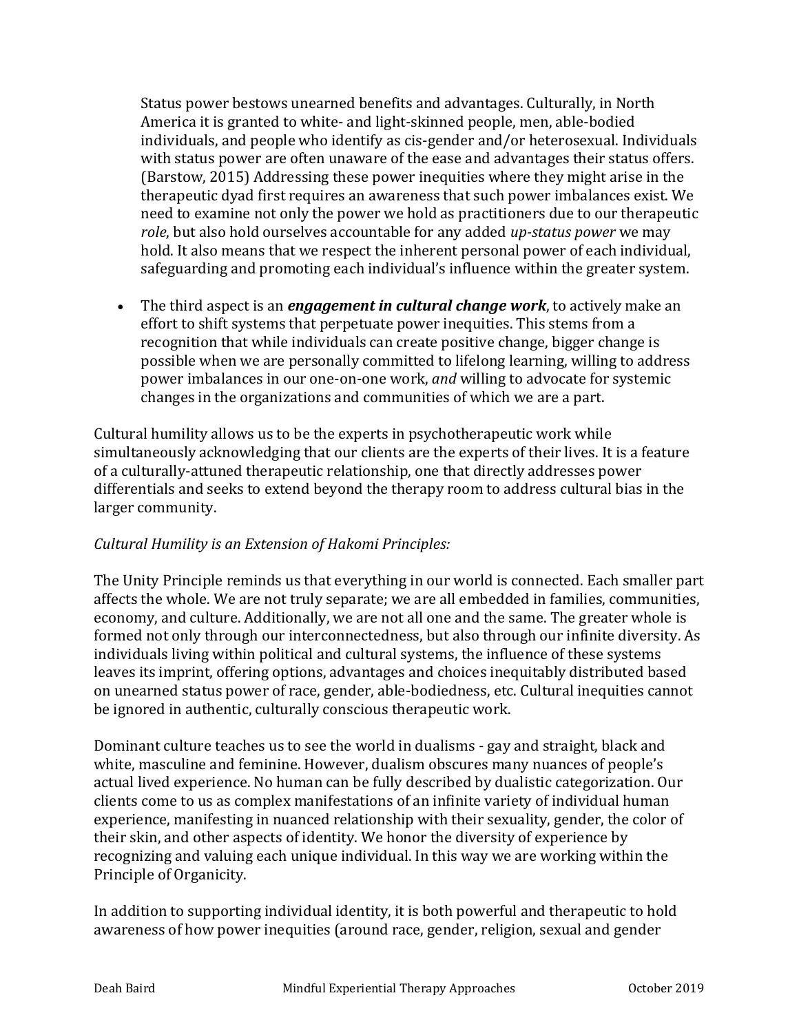Status power bestows unearned benefits and advantages. Culturally, in North America it is granted to white- and light-skinned people, men, able-bodied individuals, and people who identify as cis-gender and/or heterosexual. Individuals with status power are often unaware of the ease and advantages their status offers. (Barstow, 2015) Addressing these power inequities where they might arise in the therapeutic dyad first requires an awareness that such power imbalances exist. We need to examine not only the power we hold as practitioners due to our therapeutic *role*, but also hold ourselves accountable for any added *up-status power* we may hold. It also means that we respect the inherent personal power of each individual, safeguarding and promoting each individual's influence within the greater system.

- The third aspect is an ***engagement in cultural change work***, to actively make an effort to shift systems that perpetuate power inequities. This stems from a recognition that while individuals can create positive change, bigger change is possible when we are personally committed to lifelong learning, willing to address power imbalances in our one-on-one work, *and* willing to advocate for systemic changes in the organizations and communities of which we are a part.

Cultural humility allows us to be the experts in psychotherapeutic work while simultaneously acknowledging that our clients are the experts of their lives. It is a feature of a culturally-attuned therapeutic relationship, one that directly addresses power differentials and seeks to extend beyond the therapy room to address cultural bias in the larger community.

*Cultural Humility is an Extension of Hakomi Principles:*

The Unity Principle reminds us that everything in our world is connected. Each smaller part affects the whole. We are not truly separate; we are all embedded in families, communities, economy, and culture. Additionally, we are not all one and the same. The greater whole is formed not only through our interconnectedness, but also through our infinite diversity. As individuals living within political and cultural systems, the influence of these systems leaves its imprint, offering options, advantages and choices inequitably distributed based on unearned status power of race, gender, able-bodiedness, etc. Cultural inequities cannot be ignored in authentic, culturally conscious therapeutic work.

Dominant culture teaches us to see the world in dualisms - gay and straight, black and white, masculine and feminine. However, dualism obscures many nuances of people's actual lived experience. No human can be fully described by dualistic categorization. Our clients come to us as complex manifestations of an infinite variety of individual human experience, manifesting in nuanced relationship with their sexuality, gender, the color of their skin, and other aspects of identity. We honor the diversity of experience by recognizing and valuing each unique individual. In this way we are working within the Principle of Organicity.

In addition to supporting individual identity, it is both powerful and therapeutic to hold awareness of how power inequities (around race, gender, religion, sexual and gender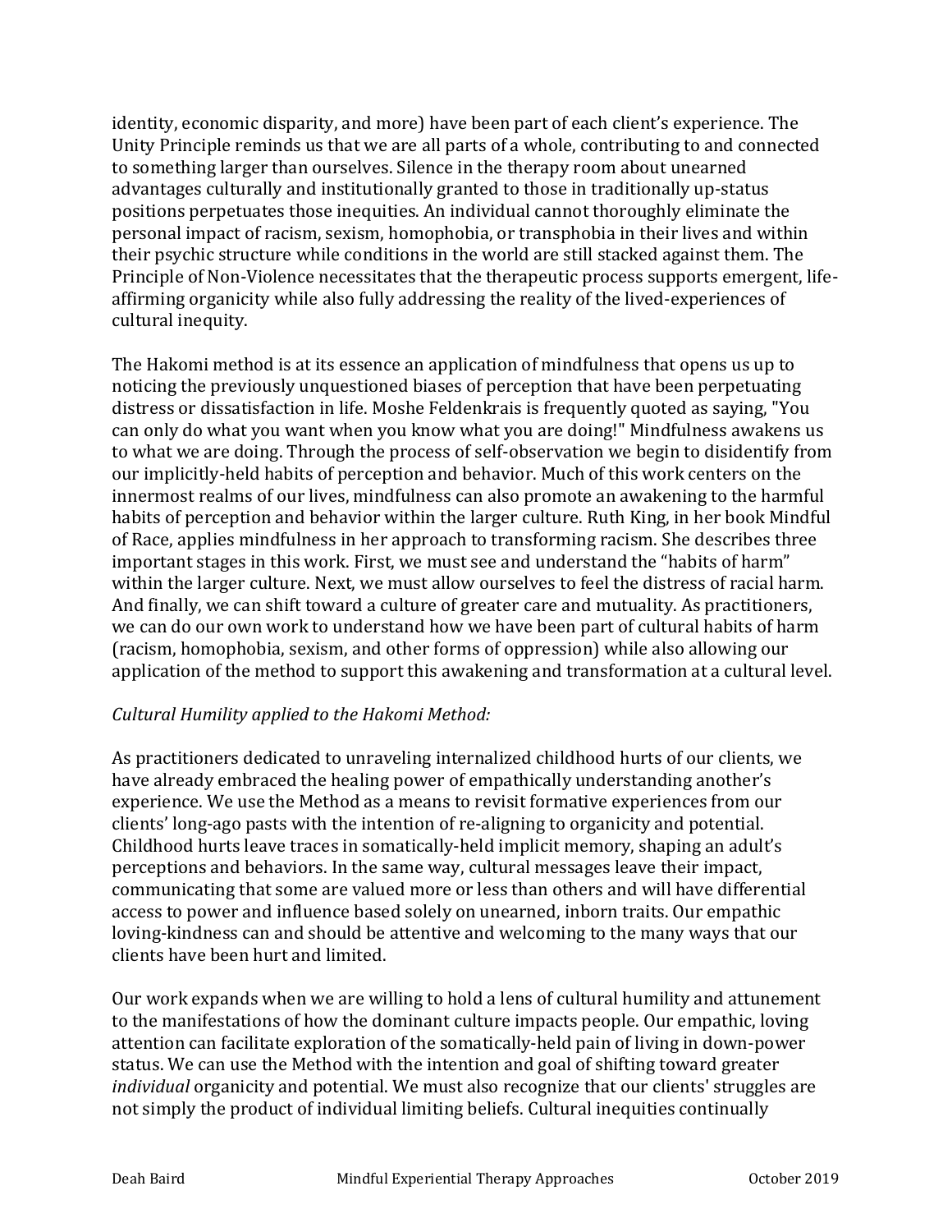identity, economic disparity, and more) have been part of each client's experience. The Unity Principle reminds us that we are all parts of a whole, contributing to and connected to something larger than ourselves. Silence in the therapy room about unearned advantages culturally and institutionally granted to those in traditionally up-status positions perpetuates those inequities. An individual cannot thoroughly eliminate the personal impact of racism, sexism, homophobia, or transphobia in their lives and within their psychic structure while conditions in the world are still stacked against them. The Principle of Non-Violence necessitates that the therapeutic process supports emergent, life-affirming organicity while also fully addressing the reality of the lived-experiences of cultural inequity.

The Hakomi method is at its essence an application of mindfulness that opens us up to noticing the previously unquestioned biases of perception that have been perpetuating distress or dissatisfaction in life. Moshe Feldenkrais is frequently quoted as saying, "You can only do what you want when you know what you are doing!" Mindfulness awakens us to what we are doing. Through the process of self-observation we begin to disidentify from our implicitly-held habits of perception and behavior. Much of this work centers on the innermost realms of our lives, mindfulness can also promote an awakening to the harmful habits of perception and behavior within the larger culture. Ruth King, in her book Mindful of Race, applies mindfulness in her approach to transforming racism. She describes three important stages in this work. First, we must see and understand the "habits of harm" within the larger culture. Next, we must allow ourselves to feel the distress of racial harm. And finally, we can shift toward a culture of greater care and mutuality. As practitioners, we can do our own work to understand how we have been part of cultural habits of harm (racism, homophobia, sexism, and other forms of oppression) while also allowing our application of the method to support this awakening and transformation at a cultural level.

*Cultural Humility applied to the Hakomi Method:*

As practitioners dedicated to unraveling internalized childhood hurts of our clients, we have already embraced the healing power of empathically understanding another's experience. We use the Method as a means to revisit formative experiences from our clients' long-ago pasts with the intention of re-aligning to organicity and potential. Childhood hurts leave traces in somatically-held implicit memory, shaping an adult's perceptions and behaviors. In the same way, cultural messages leave their impact, communicating that some are valued more or less than others and will have differential access to power and influence based solely on unearned, inborn traits. Our empathic loving-kindness can and should be attentive and welcoming to the many ways that our clients have been hurt and limited.

Our work expands when we are willing to hold a lens of cultural humility and attunement to the manifestations of how the dominant culture impacts people. Our empathic, loving attention can facilitate exploration of the somatically-held pain of living in down-power status. We can use the Method with the intention and goal of shifting toward greater *individual* organicity and potential. We must also recognize that our clients' struggles are not simply the product of individual limiting beliefs. Cultural inequities continually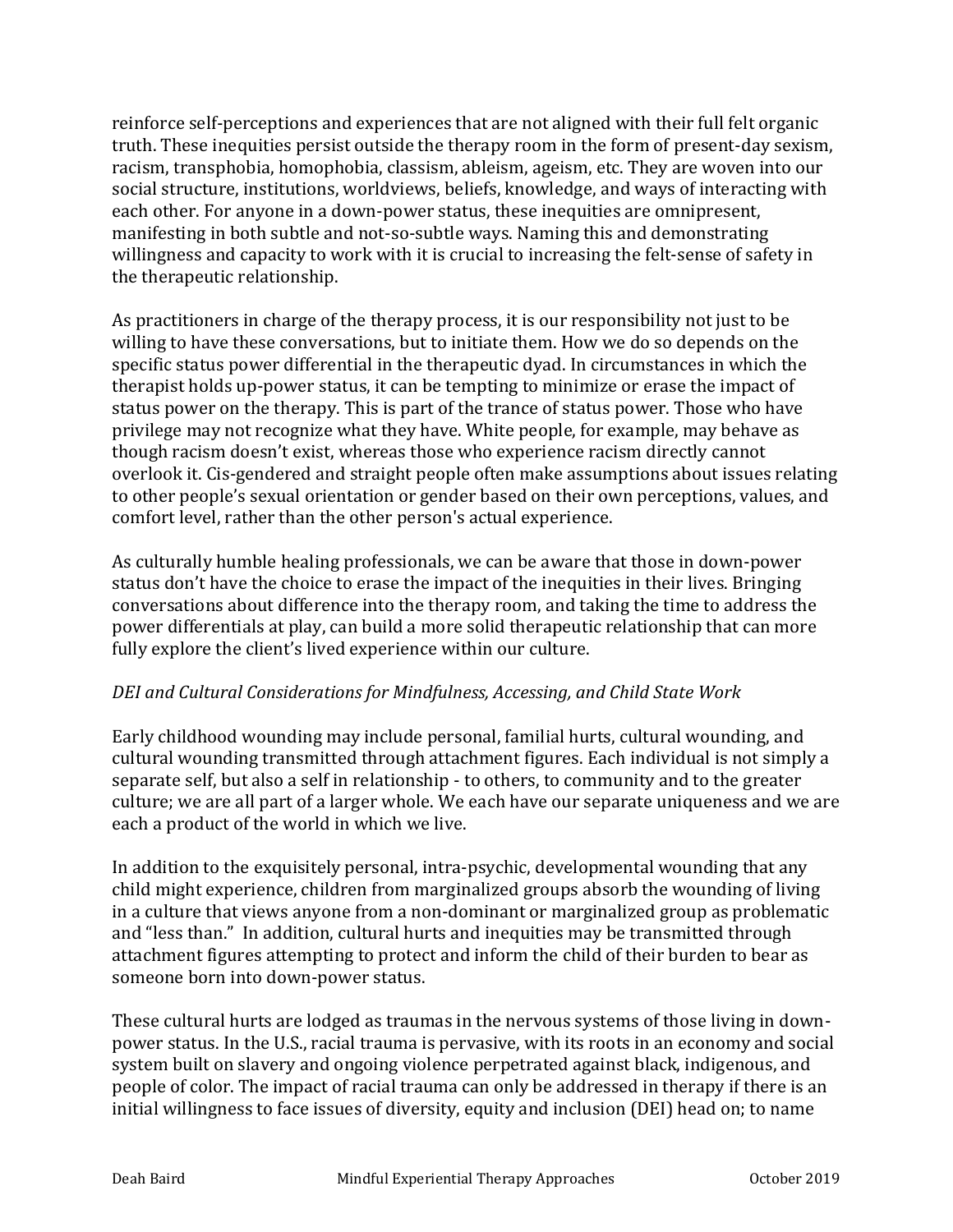reinforce self-perceptions and experiences that are not aligned with their full felt organic truth. These inequities persist outside the therapy room in the form of present-day sexism, racism, transphobia, homophobia, classism, ableism, ageism, etc. They are woven into our social structure, institutions, worldviews, beliefs, knowledge, and ways of interacting with each other. For anyone in a down-power status, these inequities are omnipresent, manifesting in both subtle and not-so-subtle ways. Naming this and demonstrating willingness and capacity to work with it is crucial to increasing the felt-sense of safety in the therapeutic relationship.

As practitioners in charge of the therapy process, it is our responsibility not just to be willing to have these conversations, but to initiate them. How we do so depends on the specific status power differential in the therapeutic dyad. In circumstances in which the therapist holds up-power status, it can be tempting to minimize or erase the impact of status power on the therapy. This is part of the trance of status power. Those who have privilege may not recognize what they have. White people, for example, may behave as though racism doesn't exist, whereas those who experience racism directly cannot overlook it. Cis-gendered and straight people often make assumptions about issues relating to other people's sexual orientation or gender based on their own perceptions, values, and comfort level, rather than the other person's actual experience.

As culturally humble healing professionals, we can be aware that those in down-power status don't have the choice to erase the impact of the inequities in their lives. Bringing conversations about difference into the therapy room, and taking the time to address the power differentials at play, can build a more solid therapeutic relationship that can more fully explore the client's lived experience within our culture.

*DEI and Cultural Considerations for Mindfulness, Accessing, and Child State Work*

Early childhood wounding may include personal, familial hurts, cultural wounding, and cultural wounding transmitted through attachment figures. Each individual is not simply a separate self, but also a self in relationship - to others, to community and to the greater culture; we are all part of a larger whole. We each have our separate uniqueness and we are each a product of the world in which we live.

In addition to the exquisitely personal, intra-psychic, developmental wounding that any child might experience, children from marginalized groups absorb the wounding of living in a culture that views anyone from a non-dominant or marginalized group as problematic and "less than." In addition, cultural hurts and inequities may be transmitted through attachment figures attempting to protect and inform the child of their burden to bear as someone born into down-power status.

These cultural hurts are lodged as traumas in the nervous systems of those living in down-power status. In the U.S., racial trauma is pervasive, with its roots in an economy and social system built on slavery and ongoing violence perpetrated against black, indigenous, and people of color. The impact of racial trauma can only be addressed in therapy if there is an initial willingness to face issues of diversity, equity and inclusion (DEI) head on; to name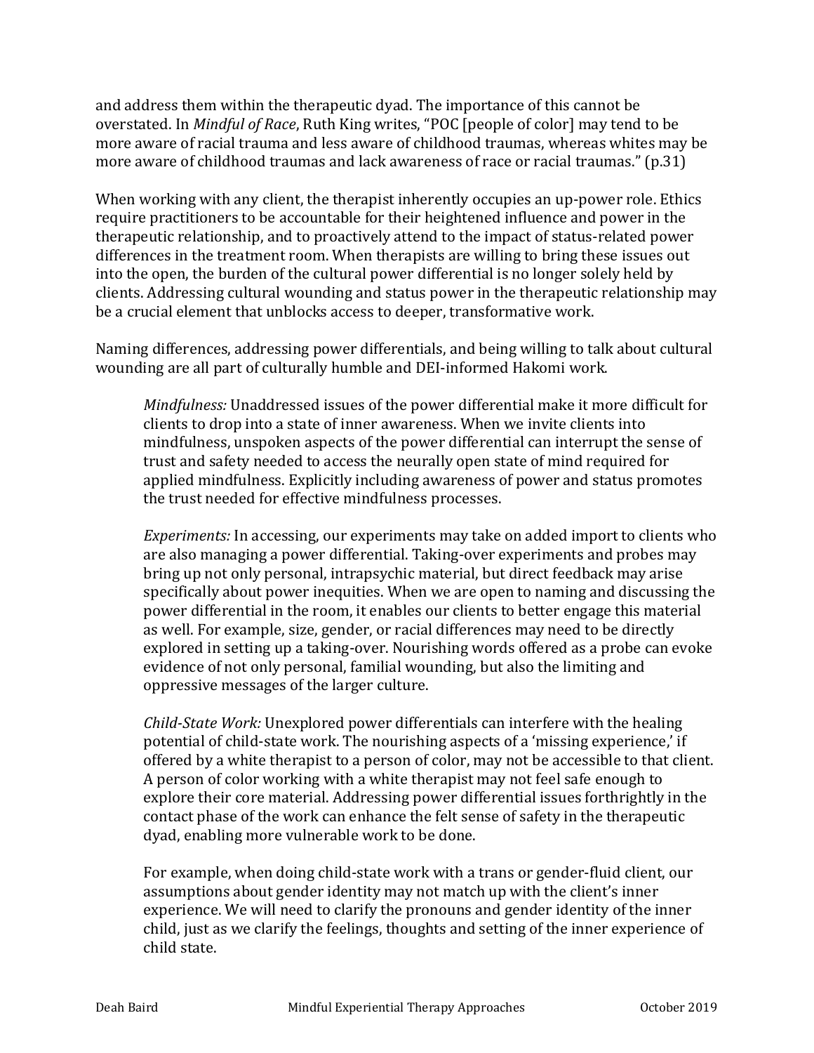and address them within the therapeutic dyad. The importance of this cannot be overstated. In *Mindful of Race*, Ruth King writes, "POC [people of color] may tend to be more aware of racial trauma and less aware of childhood traumas, whereas whites may be more aware of childhood traumas and lack awareness of race or racial traumas." (p.31)

When working with any client, the therapist inherently occupies an up-power role. Ethics require practitioners to be accountable for their heightened influence and power in the therapeutic relationship, and to proactively attend to the impact of status-related power differences in the treatment room. When therapists are willing to bring these issues out into the open, the burden of the cultural power differential is no longer solely held by clients. Addressing cultural wounding and status power in the therapeutic relationship may be a crucial element that unblocks access to deeper, transformative work.

Naming differences, addressing power differentials, and being willing to talk about cultural wounding are all part of culturally humble and DEI-informed Hakomi work.

> *Mindfulness:* Unaddressed issues of the power differential make it more difficult for clients to drop into a state of inner awareness. When we invite clients into mindfulness, unspoken aspects of the power differential can interrupt the sense of trust and safety needed to access the neurally open state of mind required for applied mindfulness. Explicitly including awareness of power and status promotes the trust needed for effective mindfulness processes.
>
> *Experiments:* In accessing, our experiments may take on added import to clients who are also managing a power differential. Taking-over experiments and probes may bring up not only personal, intrapsychic material, but direct feedback may arise specifically about power inequities. When we are open to naming and discussing the power differential in the room, it enables our clients to better engage this material as well. For example, size, gender, or racial differences may need to be directly explored in setting up a taking-over. Nourishing words offered as a probe can evoke evidence of not only personal, familial wounding, but also the limiting and oppressive messages of the larger culture.
>
> *Child-State Work:* Unexplored power differentials can interfere with the healing potential of child-state work. The nourishing aspects of a 'missing experience,' if offered by a white therapist to a person of color, may not be accessible to that client. A person of color working with a white therapist may not feel safe enough to explore their core material. Addressing power differential issues forthrightly in the contact phase of the work can enhance the felt sense of safety in the therapeutic dyad, enabling more vulnerable work to be done.
>
> For example, when doing child-state work with a trans or gender-fluid client, our assumptions about gender identity may not match up with the client's inner experience. We will need to clarify the pronouns and gender identity of the inner child, just as we clarify the feelings, thoughts and setting of the inner experience of child state.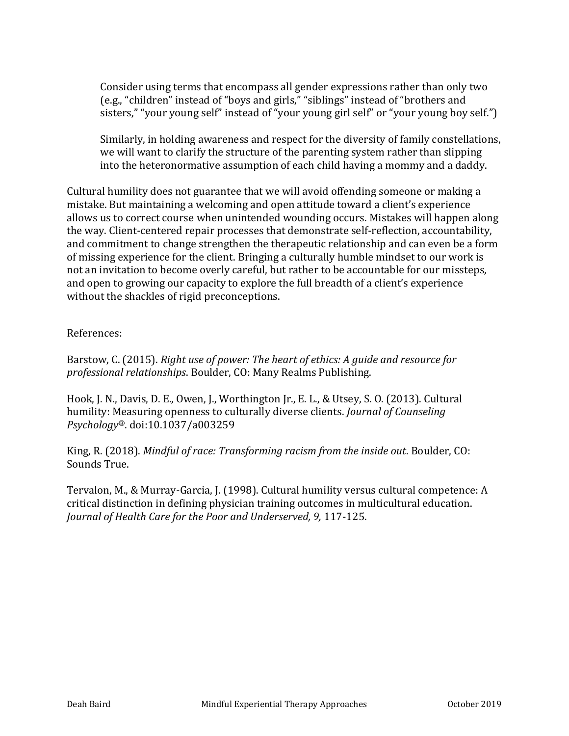> Consider using terms that encompass all gender expressions rather than only two (e.g., "children" instead of "boys and girls," "siblings" instead of "brothers and sisters," "your young self" instead of "your young girl self" or "your young boy self.")
>
> Similarly, in holding awareness and respect for the diversity of family constellations, we will want to clarify the structure of the parenting system rather than slipping into the heteronormative assumption of each child having a mommy and a daddy.

Cultural humility does not guarantee that we will avoid offending someone or making a mistake. But maintaining a welcoming and open attitude toward a client's experience allows us to correct course when unintended wounding occurs. Mistakes will happen along the way. Client-centered repair processes that demonstrate self-reflection, accountability, and commitment to change strengthen the therapeutic relationship and can even be a form of missing experience for the client. Bringing a culturally humble mindset to our work is not an invitation to become overly careful, but rather to be accountable for our missteps, and open to growing our capacity to explore the full breadth of a client's experience without the shackles of rigid preconceptions.

References:

Barstow, C. (2015). *Right use of power: The heart of ethics: A guide and resource for professional relationships*. Boulder, CO: Many Realms Publishing.

Hook, J. N., Davis, D. E., Owen, J., Worthington Jr., E. L., & Utsey, S. O. (2013). Cultural humility: Measuring openness to culturally diverse clients. *Journal of Counseling Psychology®*. doi:10.1037/a003259

King, R. (2018). *Mindful of race: Transforming racism from the inside out*. Boulder, CO: Sounds True.

Tervalon, M., & Murray-Garcia, J. (1998). Cultural humility versus cultural competence: A critical distinction in defining physician training outcomes in multicultural education. *Journal of Health Care for the Poor and Underserved, 9,* 117-125.